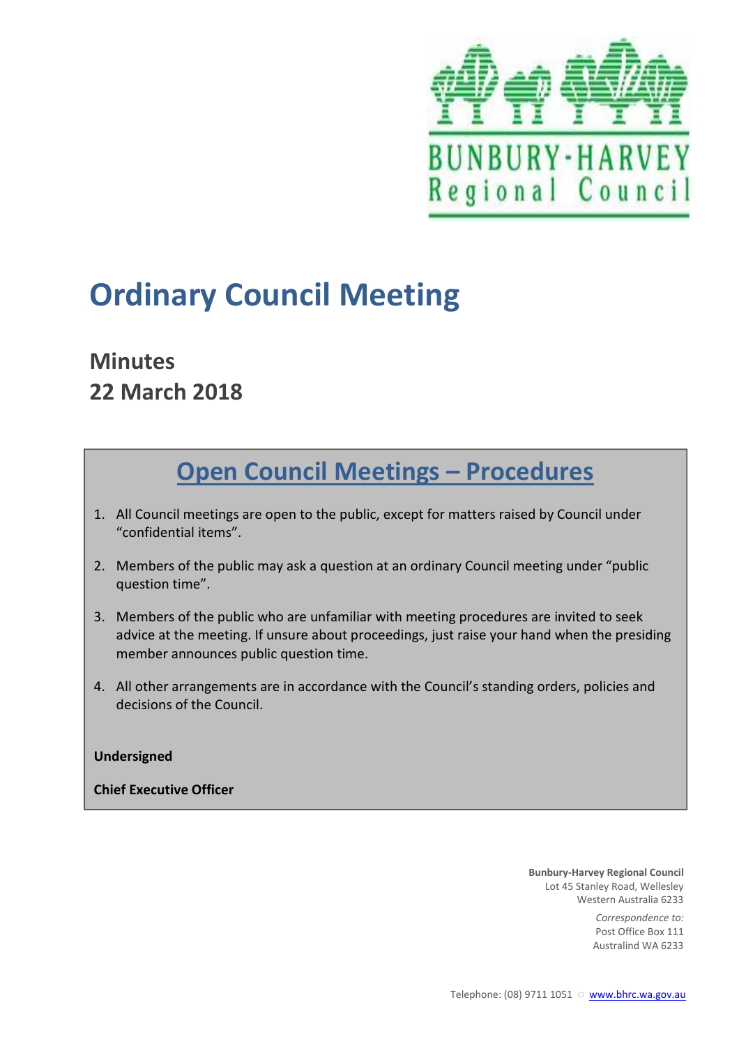BUNBURY-HARVEY
Regional Council

# Ordinary Council Meeting

## Minutes
## 22 March 2018

## Open Council Meetings – Procedures

1. All Council meetings are open to the public, except for matters raised by Council under "confidential items".
2. Members of the public may ask a question at an ordinary Council meeting under "public question time".
3. Members of the public who are unfamiliar with meeting procedures are invited to seek advice at the meeting. If unsure about proceedings, just raise your hand when the presiding member announces public question time.
4. All other arrangements are in accordance with the Council's standing orders, policies and decisions of the Council.

**Undersigned**

**Chief Executive Officer**

**Bunbury-Harvey Regional Council**
Lot 45 Stanley Road, Wellesley
Western Australia 6233

*Correspondence to:*
Post Office Box 111
Australind WA 6233

Telephone: (08) 9711 1051 ○ www.bhrc.wa.gov.au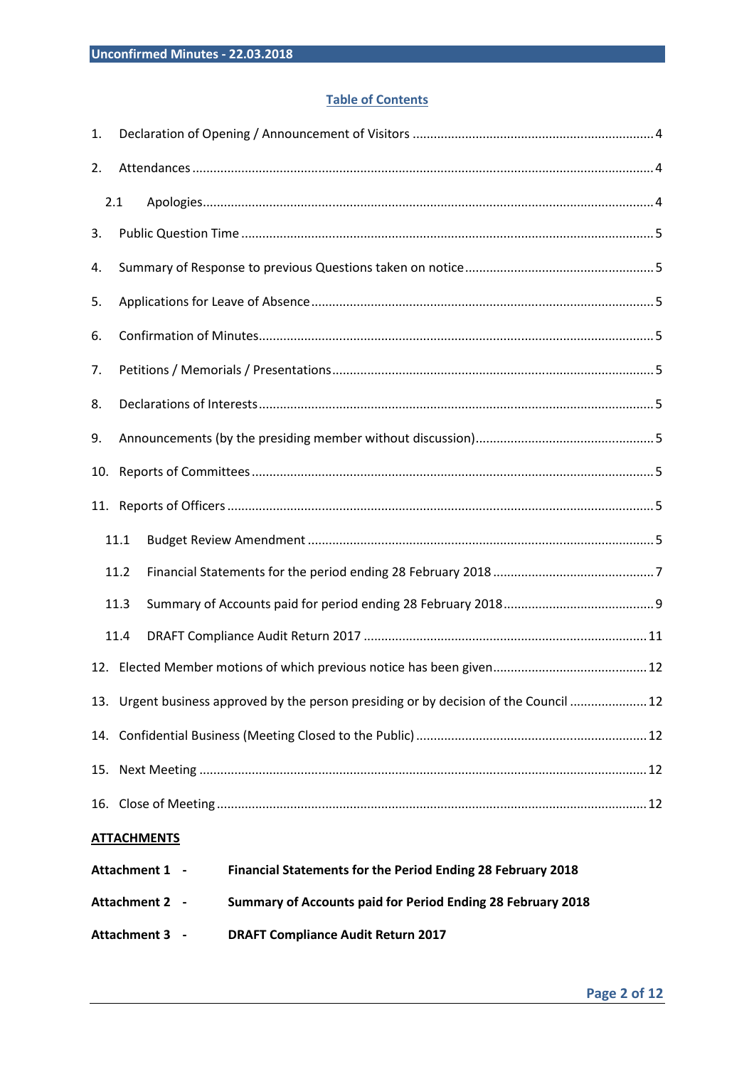## Table of Contents

1. Declaration of Opening / Announcement of Visitors .......... 4
2. Attendances .......... 4
   - 2.1 Apologies .......... 4
3. Public Question Time .......... 5
4. Summary of Response to previous Questions taken on notice .......... 5
5. Applications for Leave of Absence .......... 5
6. Confirmation of Minutes .......... 5
7. Petitions / Memorials / Presentations .......... 5
8. Declarations of Interests .......... 5
9. Announcements (by the presiding member without discussion) .......... 5
10. Reports of Committees .......... 5
11. Reports of Officers .......... 5
    - 11.1 Budget Review Amendment .......... 5
    - 11.2 Financial Statements for the period ending 28 February 2018 .......... 7
    - 11.3 Summary of Accounts paid for period ending 28 February 2018 .......... 9
    - 11.4 DRAFT Compliance Audit Return 2017 .......... 11
12. Elected Member motions of which previous notice has been given .......... 12
13. Urgent business approved by the person presiding or by decision of the Council .......... 12
14. Confidential Business (Meeting Closed to the Public) .......... 12
15. Next Meeting .......... 12
16. Close of Meeting .......... 12

**ATTACHMENTS**

**Attachment 1 - Financial Statements for the Period Ending 28 February 2018**

**Attachment 2 - Summary of Accounts paid for Period Ending 28 February 2018**

**Attachment 3 - DRAFT Compliance Audit Return 2017**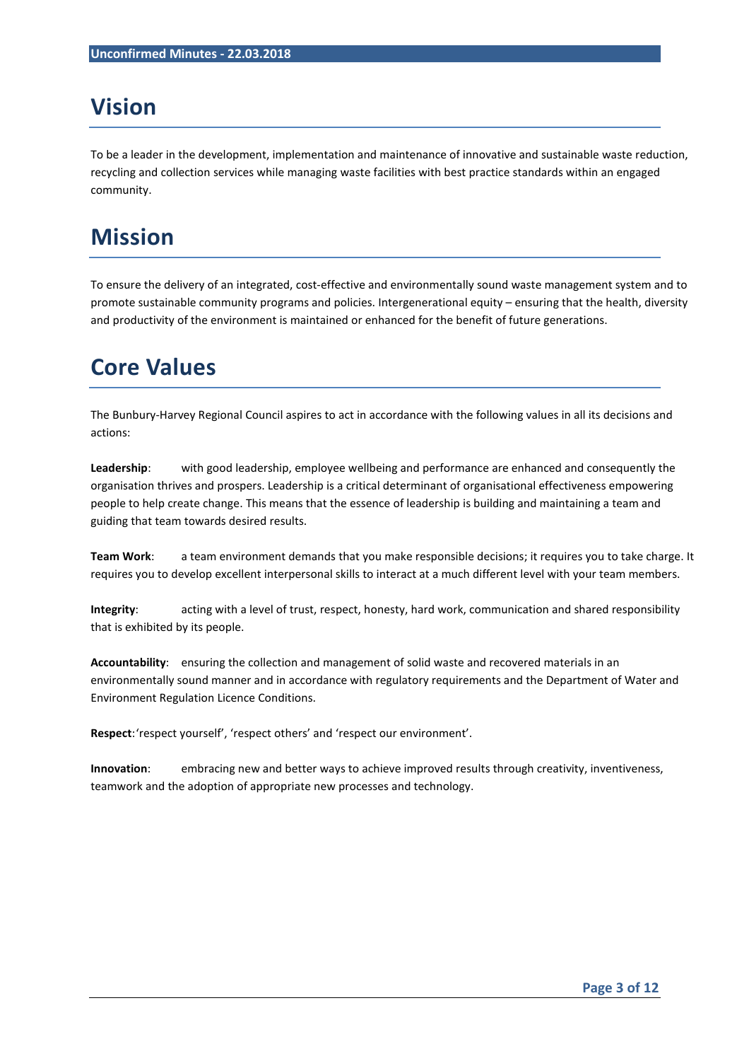# Vision

To be a leader in the development, implementation and maintenance of innovative and sustainable waste reduction, recycling and collection services while managing waste facilities with best practice standards within an engaged community.

# Mission

To ensure the delivery of an integrated, cost-effective and environmentally sound waste management system and to promote sustainable community programs and policies. Intergenerational equity – ensuring that the health, diversity and productivity of the environment is maintained or enhanced for the benefit of future generations.

# Core Values

The Bunbury-Harvey Regional Council aspires to act in accordance with the following values in all its decisions and actions:

**Leadership**: with good leadership, employee wellbeing and performance are enhanced and consequently the organisation thrives and prospers. Leadership is a critical determinant of organisational effectiveness empowering people to help create change. This means that the essence of leadership is building and maintaining a team and guiding that team towards desired results.

**Team Work**: a team environment demands that you make responsible decisions; it requires you to take charge. It requires you to develop excellent interpersonal skills to interact at a much different level with your team members.

**Integrity**: acting with a level of trust, respect, honesty, hard work, communication and shared responsibility that is exhibited by its people.

**Accountability**: ensuring the collection and management of solid waste and recovered materials in an environmentally sound manner and in accordance with regulatory requirements and the Department of Water and Environment Regulation Licence Conditions.

**Respect**: 'respect yourself', 'respect others' and 'respect our environment'.

**Innovation**: embracing new and better ways to achieve improved results through creativity, inventiveness, teamwork and the adoption of appropriate new processes and technology.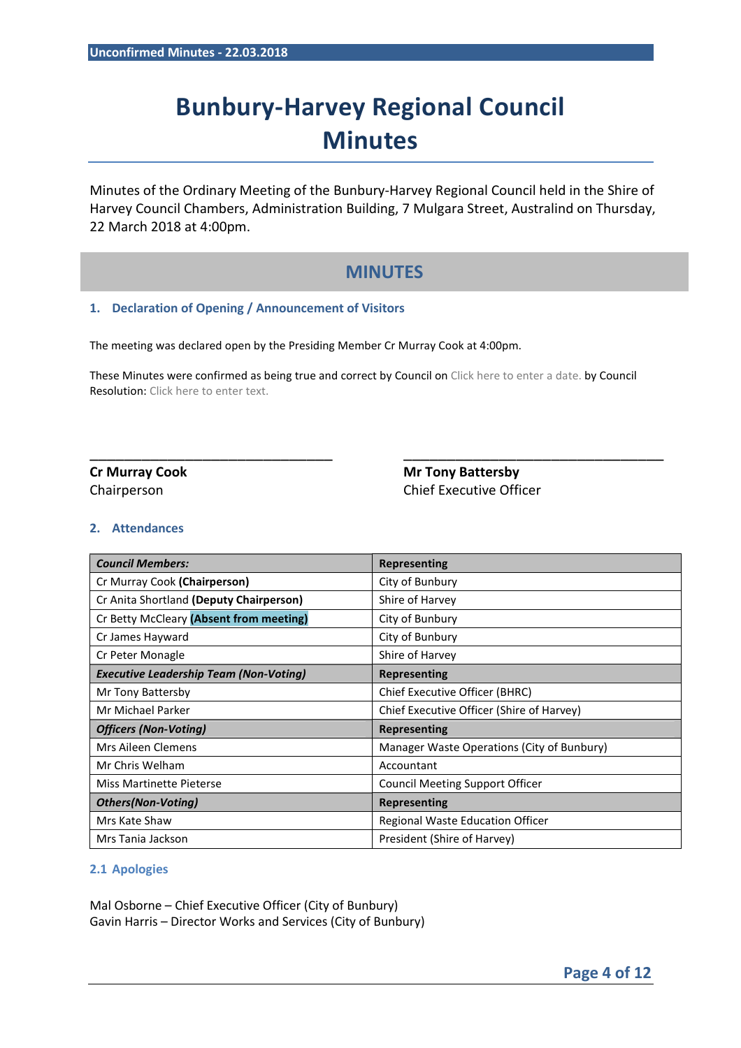# Bunbury-Harvey Regional Council Minutes

Minutes of the Ordinary Meeting of the Bunbury-Harvey Regional Council held in the Shire of Harvey Council Chambers, Administration Building, 7 Mulgara Street, Australind on Thursday, 22 March 2018 at 4:00pm.

## MINUTES

### 1. Declaration of Opening / Announcement of Visitors

The meeting was declared open by the Presiding Member Cr Murray Cook at 4:00pm.

These Minutes were confirmed as being true and correct by Council on Click here to enter a date. by Council Resolution: Click here to enter text.

\_\_\_\_\_\_\_\_\_\_\_\_\_\_\_\_\_\_\_\_\_\_\_\_\_\_\_\_\_\_\_\_ \_\_\_\_\_\_\_\_\_\_\_\_\_\_\_\_\_\_\_\_\_\_\_\_\_\_\_\_\_\_\_\_

**Cr Murray Cook**
Chairperson

**Mr Tony Battersby**
Chief Executive Officer

### 2. Attendances

| ***Council Members:*** | **Representing** |
|---|---|
| Cr Murray Cook **(Chairperson)** | City of Bunbury |
| Cr Anita Shortland **(Deputy Chairperson)** | Shire of Harvey |
| Cr Betty McCleary **(Absent from meeting)** | City of Bunbury |
| Cr James Hayward | City of Bunbury |
| Cr Peter Monagle | Shire of Harvey |
| ***Executive Leadership Team (Non-Voting)*** | **Representing** |
| Mr Tony Battersby | Chief Executive Officer (BHRC) |
| Mr Michael Parker | Chief Executive Officer (Shire of Harvey) |
| ***Officers (Non-Voting)*** | **Representing** |
| Mrs Aileen Clemens | Manager Waste Operations (City of Bunbury) |
| Mr Chris Welham | Accountant |
| Miss Martinette Pieterse | Council Meeting Support Officer |
| ***Others(Non-Voting)*** | **Representing** |
| Mrs Kate Shaw | Regional Waste Education Officer |
| Mrs Tania Jackson | President (Shire of Harvey) |

#### 2.1 Apologies

Mal Osborne – Chief Executive Officer (City of Bunbury)
Gavin Harris – Director Works and Services (City of Bunbury)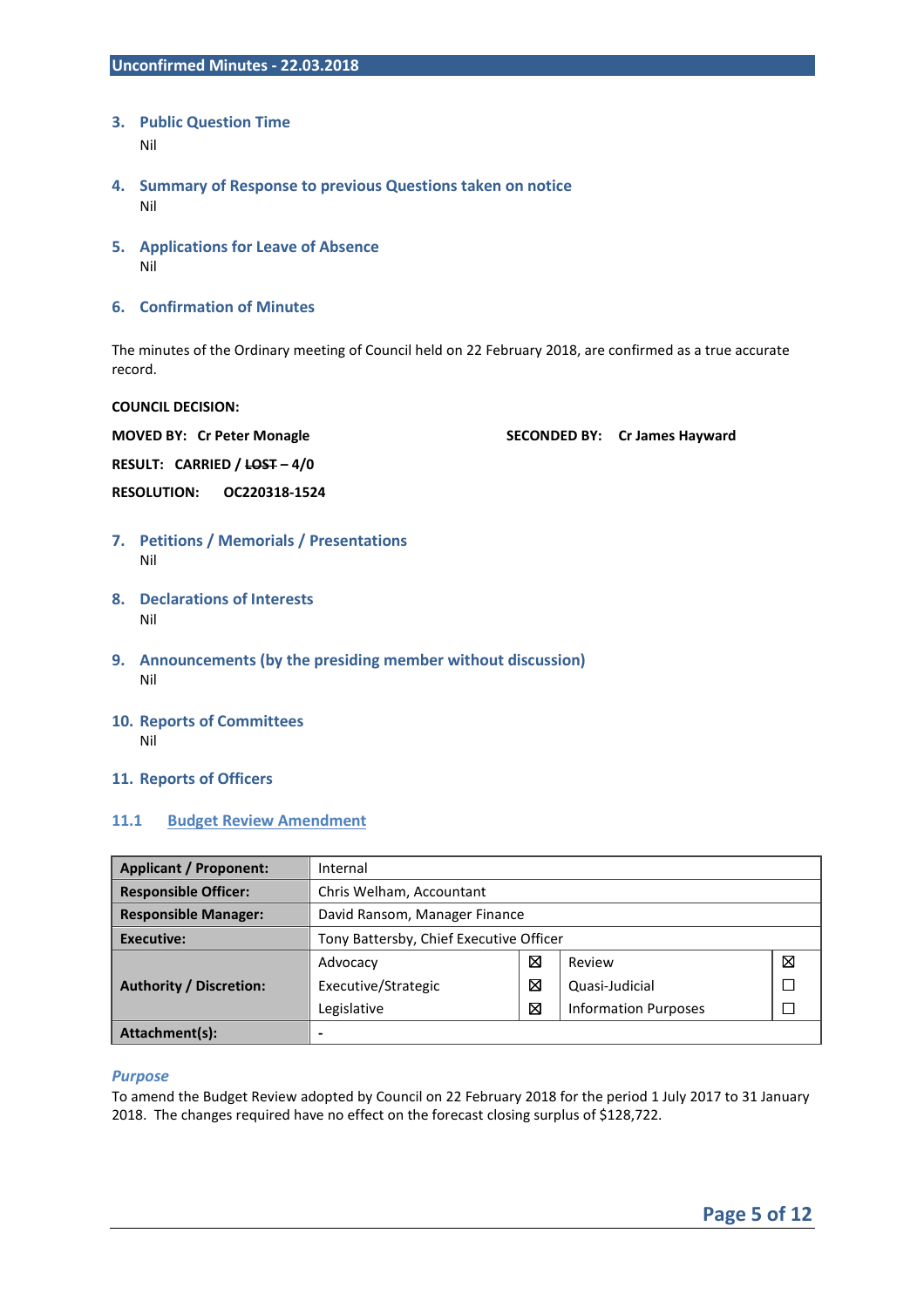## 3. Public Question Time

Nil

## 4. Summary of Response to previous Questions taken on notice

Nil

## 5. Applications for Leave of Absence

Nil

## 6. Confirmation of Minutes

The minutes of the Ordinary meeting of Council held on 22 February 2018, are confirmed as a true accurate record.

**COUNCIL DECISION:**

**MOVED BY: Cr Peter Monagle** **SECONDED BY: Cr James Hayward**

**RESULT: CARRIED / ~~LOST~~ – 4/0**

**RESOLUTION: OC220318-1524**

## 7. Petitions / Memorials / Presentations

Nil

## 8. Declarations of Interests

Nil

## 9. Announcements (by the presiding member without discussion)

Nil

## 10. Reports of Committees

Nil

## 11. Reports of Officers

### 11.1 Budget Review Amendment

| **Applicant / Proponent:** | Internal | | | |
|---|---|---|---|---|
| **Responsible Officer:** | Chris Welham, Accountant | | | |
| **Responsible Manager:** | David Ransom, Manager Finance | | | |
| **Executive:** | Tony Battersby, Chief Executive Officer | | | |
| **Authority / Discretion:** | Advocacy | ☒ | Review | ☒ |
| | Executive/Strategic | ☒ | Quasi-Judicial | ☐ |
| | Legislative | ☒ | Information Purposes | ☐ |
| **Attachment(s):** | - | | | |

*Purpose*

To amend the Budget Review adopted by Council on 22 February 2018 for the period 1 July 2017 to 31 January 2018. The changes required have no effect on the forecast closing surplus of $128,722.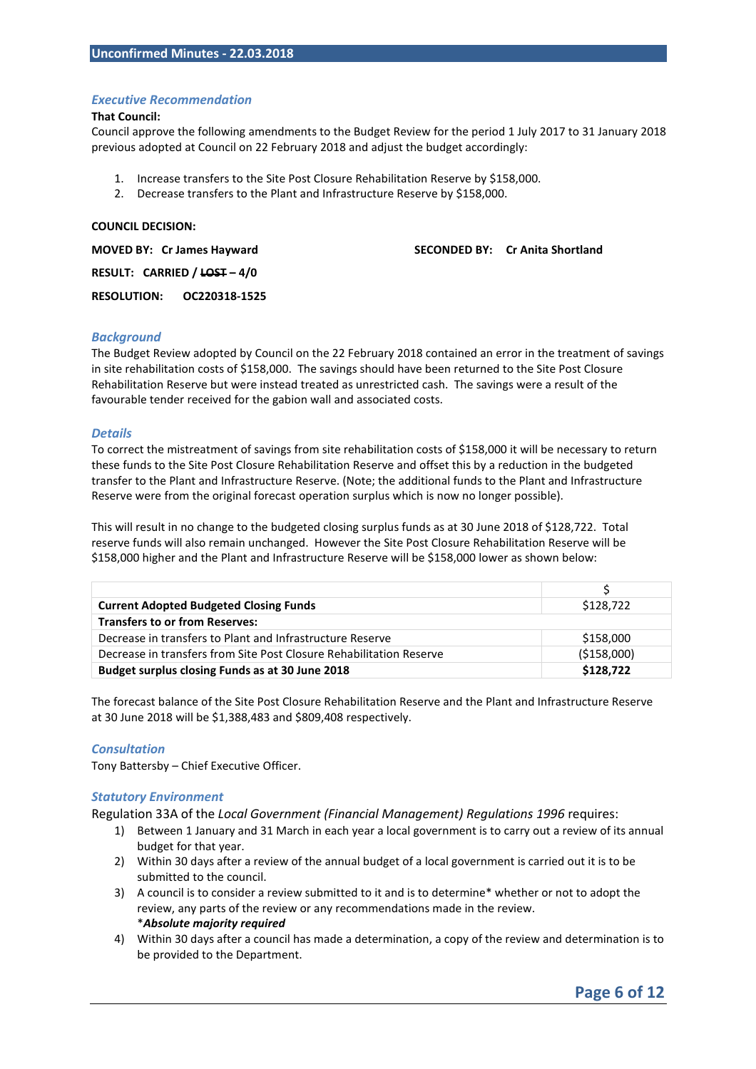### *Executive Recommendation*

**That Council:**

Council approve the following amendments to the Budget Review for the period 1 July 2017 to 31 January 2018 previous adopted at Council on 22 February 2018 and adjust the budget accordingly:

1. Increase transfers to the Site Post Closure Rehabilitation Reserve by $158,000.
2. Decrease transfers to the Plant and Infrastructure Reserve by $158,000.

**COUNCIL DECISION:**

**MOVED BY: Cr James Hayward** **SECONDED BY: Cr Anita Shortland**

**RESULT: CARRIED / ~~LOST~~ – 4/0**

**RESOLUTION: OC220318-1525**

### *Background*

The Budget Review adopted by Council on the 22 February 2018 contained an error in the treatment of savings in site rehabilitation costs of $158,000. The savings should have been returned to the Site Post Closure Rehabilitation Reserve but were instead treated as unrestricted cash. The savings were a result of the favourable tender received for the gabion wall and associated costs.

### *Details*

To correct the mistreatment of savings from site rehabilitation costs of $158,000 it will be necessary to return these funds to the Site Post Closure Rehabilitation Reserve and offset this by a reduction in the budgeted transfer to the Plant and Infrastructure Reserve. (Note; the additional funds to the Plant and Infrastructure Reserve were from the original forecast operation surplus which is now no longer possible).

This will result in no change to the budgeted closing surplus funds as at 30 June 2018 of $128,722. Total reserve funds will also remain unchanged. However the Site Post Closure Rehabilitation Reserve will be $158,000 higher and the Plant and Infrastructure Reserve will be $158,000 lower as shown below:

| | $ |
|---|---|
| **Current Adopted Budgeted Closing Funds** | $128,722 |
| **Transfers to or from Reserves:** | |
| Decrease in transfers to Plant and Infrastructure Reserve | $158,000 |
| Decrease in transfers from Site Post Closure Rehabilitation Reserve | ($158,000) |
| **Budget surplus closing Funds as at 30 June 2018** | **$128,722** |

The forecast balance of the Site Post Closure Rehabilitation Reserve and the Plant and Infrastructure Reserve at 30 June 2018 will be $1,388,483 and $809,408 respectively.

### *Consultation*

Tony Battersby – Chief Executive Officer.

### *Statutory Environment*

Regulation 33A of the *Local Government (Financial Management) Regulations 1996* requires:

1) Between 1 January and 31 March in each year a local government is to carry out a review of its annual budget for that year.
2) Within 30 days after a review of the annual budget of a local government is carried out it is to be submitted to the council.
3) A council is to consider a review submitted to it and is to determine* whether or not to adopt the review, any parts of the review or any recommendations made in the review.
   ****Absolute majority required***
4) Within 30 days after a council has made a determination, a copy of the review and determination is to be provided to the Department.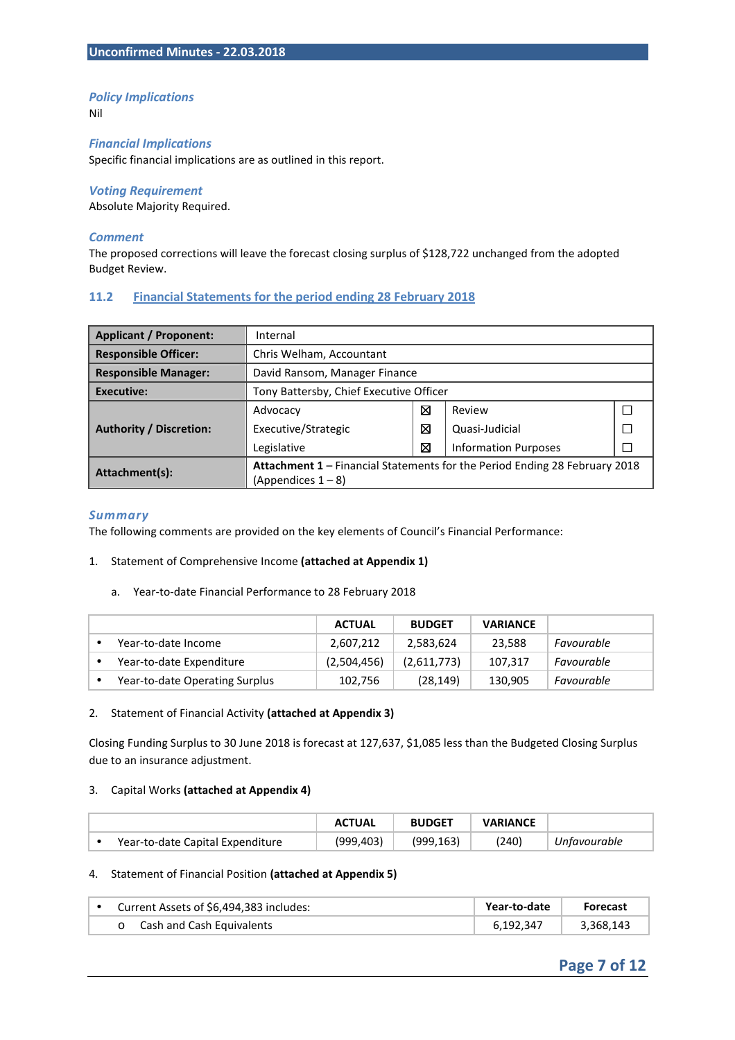### *Policy Implications*

Nil

### *Financial Implications*

Specific financial implications are as outlined in this report.

### *Voting Requirement*

Absolute Majority Required.

### *Comment*

The proposed corrections will leave the forecast closing surplus of $128,722 unchanged from the adopted Budget Review.

## 11.2 Financial Statements for the period ending 28 February 2018

| **Applicant / Proponent:** | Internal | | | |
|---|---|---|---|---|
| **Responsible Officer:** | Chris Welham, Accountant | | | |
| **Responsible Manager:** | David Ransom, Manager Finance | | | |
| **Executive:** | Tony Battersby, Chief Executive Officer | | | |
| **Authority / Discretion:** | Advocacy | ☒ | Review | ☐ |
| | Executive/Strategic | ☒ | Quasi-Judicial | ☐ |
| | Legislative | ☒ | Information Purposes | ☐ |
| **Attachment(s):** | **Attachment 1** – Financial Statements for the Period Ending 28 February 2018 (Appendices 1 – 8) | | | |

### *Summary*

The following comments are provided on the key elements of Council's Financial Performance:

1. Statement of Comprehensive Income **(attached at Appendix 1)**

   a. Year-to-date Financial Performance to 28 February 2018

| | ACTUAL | BUDGET | VARIANCE | |
|---|---|---|---|---|
| • Year-to-date Income | 2,607,212 | 2,583,624 | 23,588 | *Favourable* |
| • Year-to-date Expenditure | (2,504,456) | (2,611,773) | 107,317 | *Favourable* |
| • Year-to-date Operating Surplus | 102,756 | (28,149) | 130,905 | *Favourable* |

2. Statement of Financial Activity **(attached at Appendix 3)**

Closing Funding Surplus to 30 June 2018 is forecast at 127,637, $1,085 less than the Budgeted Closing Surplus due to an insurance adjustment.

3. Capital Works **(attached at Appendix 4)**

| | ACTUAL | BUDGET | VARIANCE | |
|---|---|---|---|---|
| • Year-to-date Capital Expenditure | (999,403) | (999,163) | (240) | *Unfavourable* |

4. Statement of Financial Position **(attached at Appendix 5)**

| | Year-to-date | Forecast |
|---|---|---|
| • Current Assets of $6,494,383 includes: | | |
| o Cash and Cash Equivalents | 6,192,347 | 3,368,143 |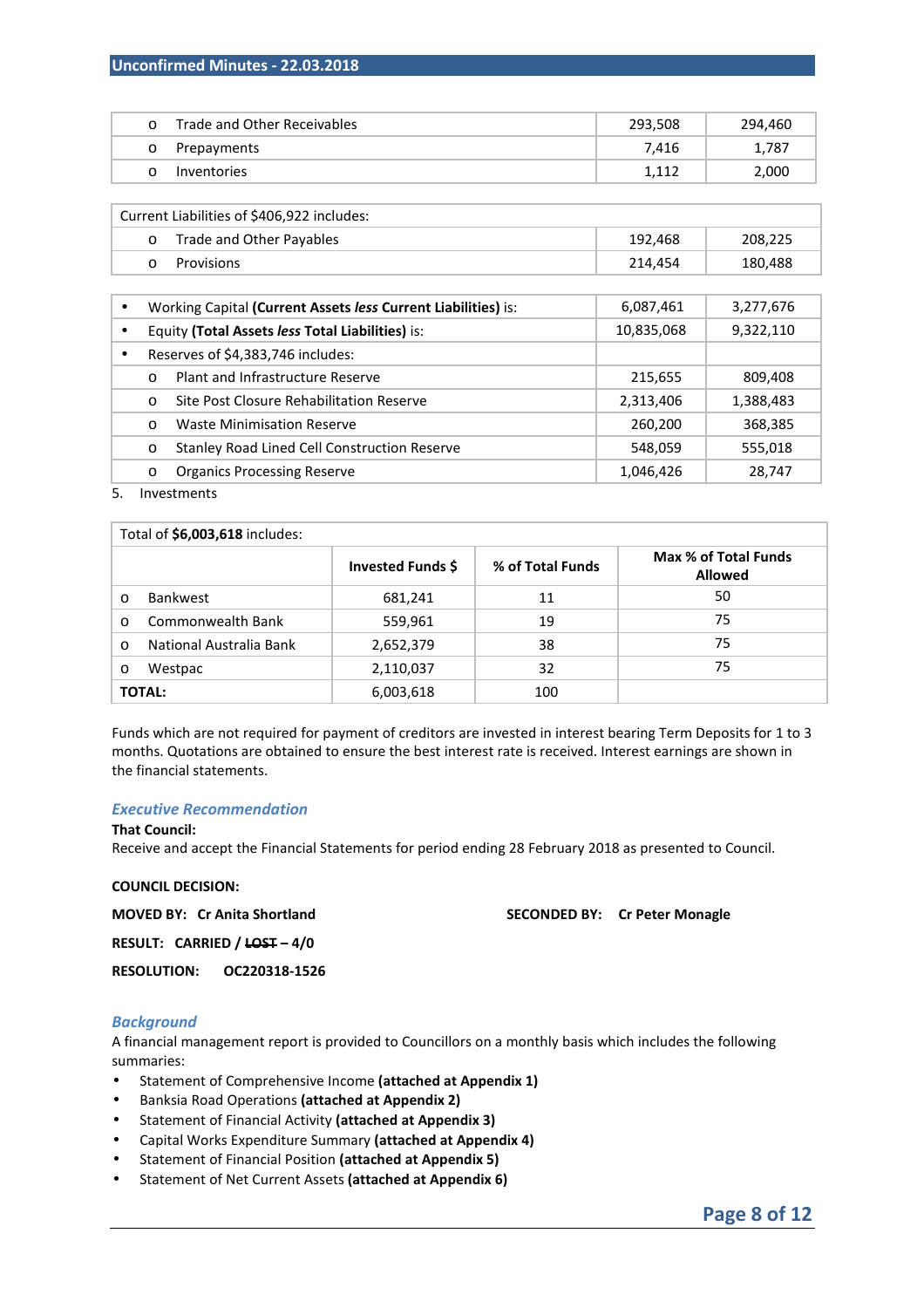| | | |
|---|---|---|
| o Trade and Other Receivables | 293,508 | 294,460 |
| o Prepayments | 7,416 | 1,787 |
| o Inventories | 1,112 | 2,000 |

| Current Liabilities of $406,922 includes: | | |
|---|---|---|
| o Trade and Other Payables | 192,468 | 208,225 |
| o Provisions | 214,454 | 180,488 |

| | | |
|---|---|---|
| • Working Capital **(Current Assets *less* Current Liabilities)** is: | 6,087,461 | 3,277,676 |
| • Equity **(Total Assets *less* Total Liabilities)** is: | 10,835,068 | 9,322,110 |
| • Reserves of $4,383,746 includes: | | |
| o Plant and Infrastructure Reserve | 215,655 | 809,408 |
| o Site Post Closure Rehabilitation Reserve | 2,313,406 | 1,388,483 |
| o Waste Minimisation Reserve | 260,200 | 368,385 |
| o Stanley Road Lined Cell Construction Reserve | 548,059 | 555,018 |
| o Organics Processing Reserve | 1,046,426 | 28,747 |

5. Investments

| Total of **$6,003,618** includes: | | | |
|---|---|---|---|
| | **Invested Funds $** | **% of Total Funds** | **Max % of Total Funds Allowed** |
| o Bankwest | 681,241 | 11 | 50 |
| o Commonwealth Bank | 559,961 | 19 | 75 |
| o National Australia Bank | 2,652,379 | 38 | 75 |
| o Westpac | 2,110,037 | 32 | 75 |
| **TOTAL:** | 6,003,618 | 100 | |

Funds which are not required for payment of creditors are invested in interest bearing Term Deposits for 1 to 3 months. Quotations are obtained to ensure the best interest rate is received. Interest earnings are shown in the financial statements.

### *Executive Recommendation*

**That Council:**
Receive and accept the Financial Statements for period ending 28 February 2018 as presented to Council.

**COUNCIL DECISION:**

**MOVED BY: Cr Anita Shortland** **SECONDED BY: Cr Peter Monagle**

**RESULT: CARRIED / ~~LOST~~ – 4/0**

**RESOLUTION: OC220318-1526**

### *Background*

A financial management report is provided to Councillors on a monthly basis which includes the following summaries:

- Statement of Comprehensive Income **(attached at Appendix 1)**
- Banksia Road Operations **(attached at Appendix 2)**
- Statement of Financial Activity **(attached at Appendix 3)**
- Capital Works Expenditure Summary **(attached at Appendix 4)**
- Statement of Financial Position **(attached at Appendix 5)**
- Statement of Net Current Assets **(attached at Appendix 6)**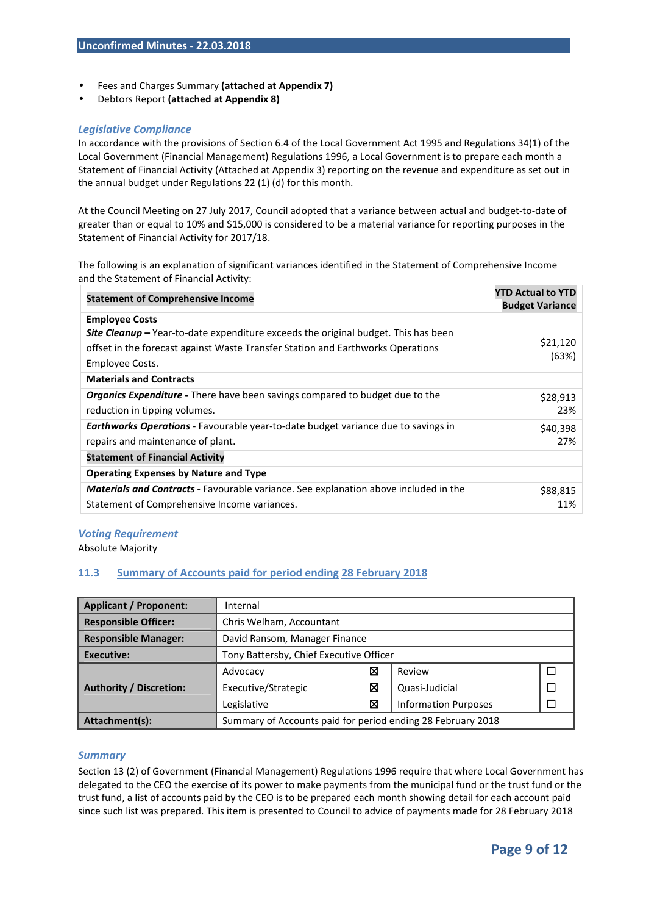- Fees and Charges Summary **(attached at Appendix 7)**
- Debtors Report **(attached at Appendix 8)**

### *Legislative Compliance*

In accordance with the provisions of Section 6.4 of the Local Government Act 1995 and Regulations 34(1) of the Local Government (Financial Management) Regulations 1996, a Local Government is to prepare each month a Statement of Financial Activity (Attached at Appendix 3) reporting on the revenue and expenditure as set out in the annual budget under Regulations 22 (1) (d) for this month.

At the Council Meeting on 27 July 2017, Council adopted that a variance between actual and budget-to-date of greater than or equal to 10% and $15,000 is considered to be a material variance for reporting purposes in the Statement of Financial Activity for 2017/18.

The following is an explanation of significant variances identified in the Statement of Comprehensive Income and the Statement of Financial Activity:

| **Statement of Comprehensive Income** | **YTD Actual to YTD Budget Variance** |
|---|---|
| **Employee Costs** | |
| ***Site Cleanup –*** Year-to-date expenditure exceeds the original budget. This has been offset in the forecast against Waste Transfer Station and Earthworks Operations Employee Costs. | $21,120 (63%) |
| **Materials and Contracts** | |
| ***Organics Expenditure*** **-** There have been savings compared to budget due to the reduction in tipping volumes. | $28,913 23% |
| ***Earthworks Operations*** - Favourable year-to-date budget variance due to savings in repairs and maintenance of plant. | $40,398 27% |
| **Statement of Financial Activity** | |
| **Operating Expenses by Nature and Type** | |
| ***Materials and Contracts*** - Favourable variance. See explanation above included in the Statement of Comprehensive Income variances. | $88,815 11% |

### *Voting Requirement*

Absolute Majority

## 11.3 Summary of Accounts paid for period ending 28 February 2018

| **Applicant / Proponent:** | Internal | | | |
|---|---|---|---|---|
| **Responsible Officer:** | Chris Welham, Accountant | | | |
| **Responsible Manager:** | David Ransom, Manager Finance | | | |
| **Executive:** | Tony Battersby, Chief Executive Officer | | | |
| **Authority / Discretion:** | Advocacy | ☒ | Review | ☐ |
| | Executive/Strategic | ☒ | Quasi-Judicial | ☐ |
| | Legislative | ☒ | Information Purposes | ☐ |
| **Attachment(s):** | Summary of Accounts paid for period ending 28 February 2018 | | | |

### *Summary*

Section 13 (2) of Government (Financial Management) Regulations 1996 require that where Local Government has delegated to the CEO the exercise of its power to make payments from the municipal fund or the trust fund or the trust fund, a list of accounts paid by the CEO is to be prepared each month showing detail for each account paid since such list was prepared. This item is presented to Council to advice of payments made for 28 February 2018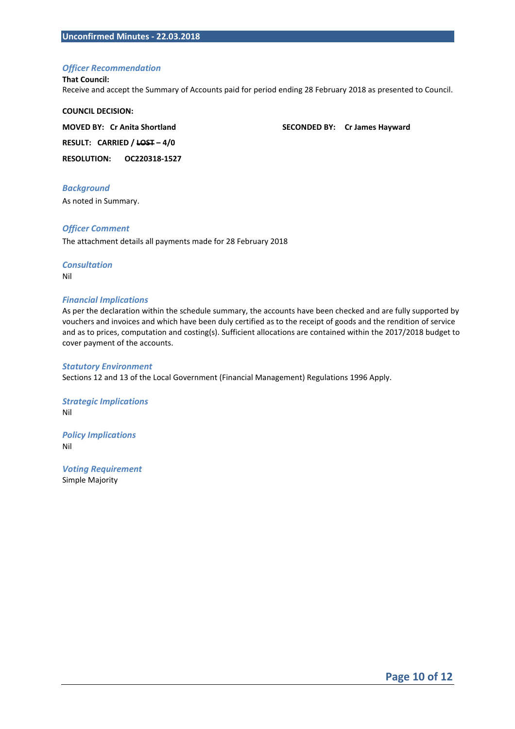### *Officer Recommendation*

**That Council:**

Receive and accept the Summary of Accounts paid for period ending 28 February 2018 as presented to Council.

**COUNCIL DECISION:**

**MOVED BY: Cr Anita Shortland** **SECONDED BY: Cr James Hayward**

**RESULT: CARRIED / ~~LOST~~ – 4/0**

**RESOLUTION: OC220318-1527**

### *Background*

As noted in Summary.

### *Officer Comment*

The attachment details all payments made for 28 February 2018

### *Consultation*

Nil

### *Financial Implications*

As per the declaration within the schedule summary, the accounts have been checked and are fully supported by vouchers and invoices and which have been duly certified as to the receipt of goods and the rendition of service and as to prices, computation and costing(s). Sufficient allocations are contained within the 2017/2018 budget to cover payment of the accounts.

### *Statutory Environment*

Sections 12 and 13 of the Local Government (Financial Management) Regulations 1996 Apply.

### *Strategic Implications*

Nil

### *Policy Implications*

Nil

### *Voting Requirement*

Simple Majority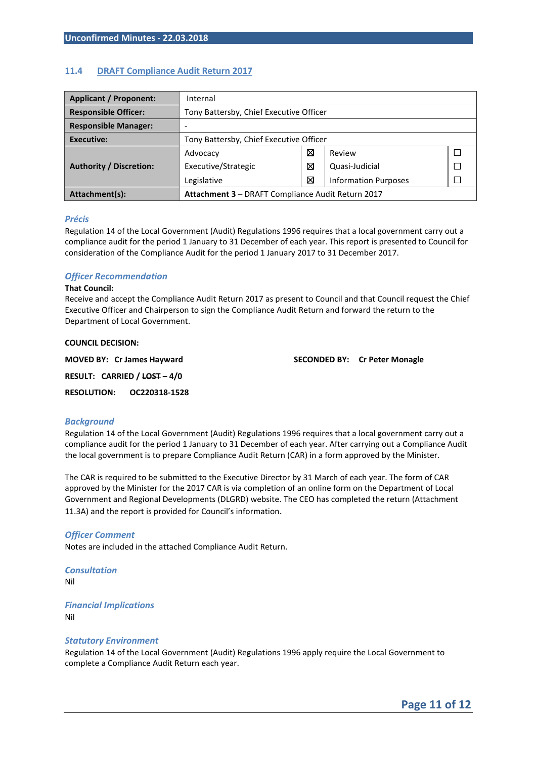## 11.4 DRAFT Compliance Audit Return 2017

| Applicant / Proponent: | Internal | | | |
|---|---|---|---|---|
| Responsible Officer: | Tony Battersby, Chief Executive Officer | | | |
| Responsible Manager: | - | | | |
| Executive: | Tony Battersby, Chief Executive Officer | | | |
| Authority / Discretion: | Advocacy | ☒ | Review | ☐ |
| | Executive/Strategic | ☒ | Quasi-Judicial | ☐ |
| | Legislative | ☒ | Information Purposes | ☐ |
| Attachment(s): | **Attachment 3** – DRAFT Compliance Audit Return 2017 | | | |

### *Précis*

Regulation 14 of the Local Government (Audit) Regulations 1996 requires that a local government carry out a compliance audit for the period 1 January to 31 December of each year. This report is presented to Council for consideration of the Compliance Audit for the period 1 January 2017 to 31 December 2017.

### *Officer Recommendation*

**That Council:**

Receive and accept the Compliance Audit Return 2017 as present to Council and that Council request the Chief Executive Officer and Chairperson to sign the Compliance Audit Return and forward the return to the Department of Local Government.

**COUNCIL DECISION:**

**MOVED BY: Cr James Hayward** **SECONDED BY: Cr Peter Monagle**

**RESULT: CARRIED / ~~LOST~~ – 4/0**

**RESOLUTION: OC220318-1528**

### *Background*

Regulation 14 of the Local Government (Audit) Regulations 1996 requires that a local government carry out a compliance audit for the period 1 January to 31 December of each year. After carrying out a Compliance Audit the local government is to prepare Compliance Audit Return (CAR) in a form approved by the Minister.

The CAR is required to be submitted to the Executive Director by 31 March of each year. The form of CAR approved by the Minister for the 2017 CAR is via completion of an online form on the Department of Local Government and Regional Developments (DLGRD) website. The CEO has completed the return (Attachment 11.3A) and the report is provided for Council's information.

### *Officer Comment*

Notes are included in the attached Compliance Audit Return.

### *Consultation*

Nil

### *Financial Implications*

Nil

### *Statutory Environment*

Regulation 14 of the Local Government (Audit) Regulations 1996 apply require the Local Government to complete a Compliance Audit Return each year.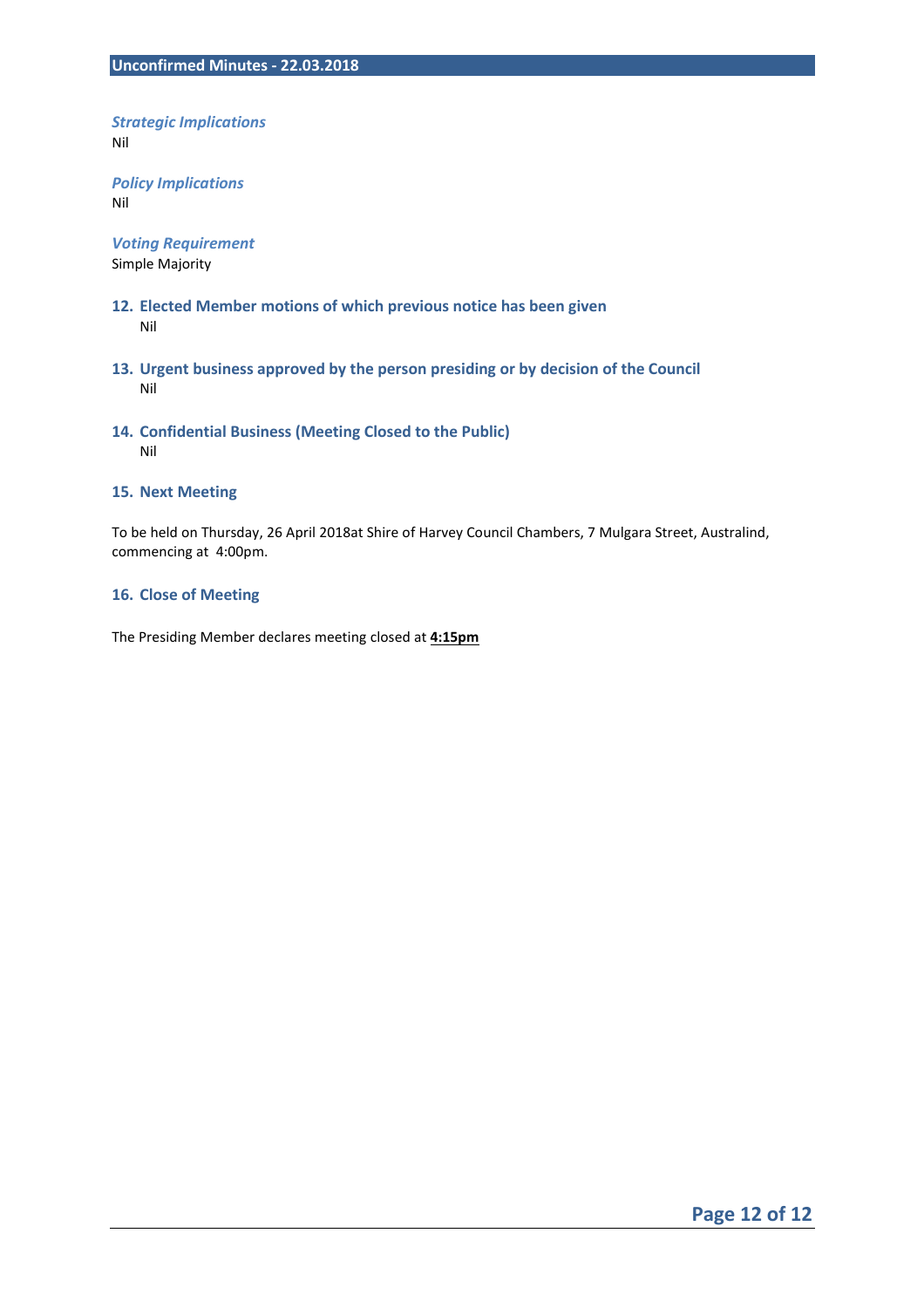*Strategic Implications*

Nil

*Policy Implications*

Nil

*Voting Requirement*

Simple Majority

## 12. Elected Member motions of which previous notice has been given

Nil

## 13. Urgent business approved by the person presiding or by decision of the Council

Nil

## 14. Confidential Business (Meeting Closed to the Public)

Nil

## 15. Next Meeting

To be held on Thursday, 26 April 2018at Shire of Harvey Council Chambers, 7 Mulgara Street, Australind, commencing at 4:00pm.

## 16. Close of Meeting

The Presiding Member declares meeting closed at **4:15pm**